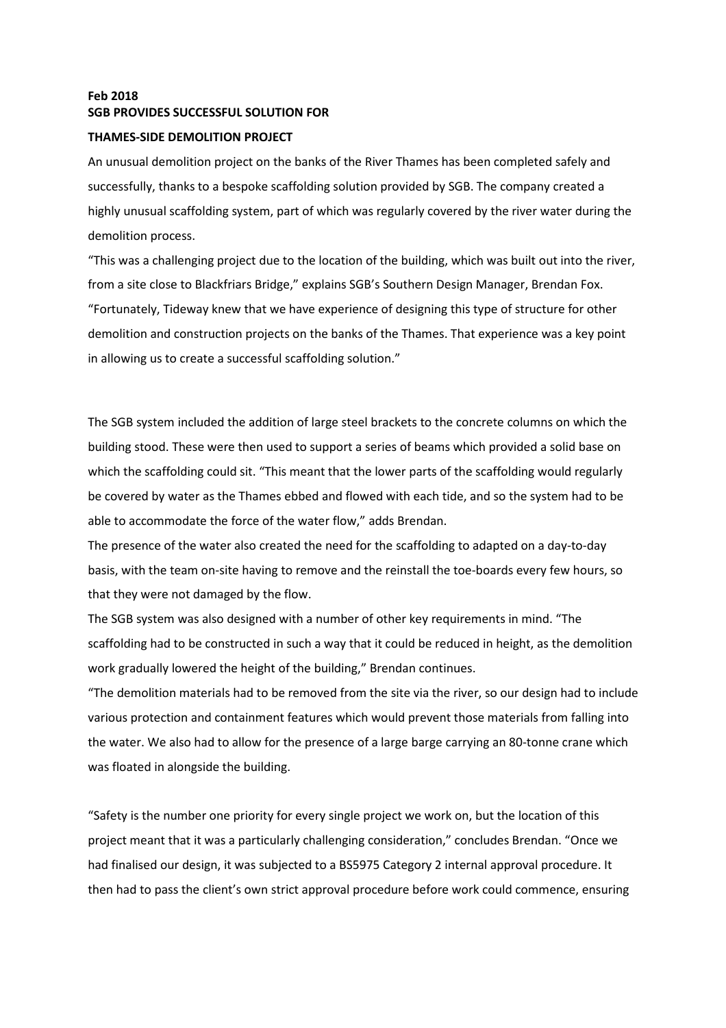**Feb 2018**

**SGB PROVIDES SUCCESSFUL SOLUTION FOR**

**THAMES-SIDE DEMOLITION PROJECT**

An unusual demolition project on the banks of the River Thames has been completed safely and successfully, thanks to a bespoke scaffolding solution provided by SGB. The company created a highly unusual scaffolding system, part of which was regularly covered by the river water during the demolition process.

"This was a challenging project due to the location of the building, which was built out into the river, from a site close to Blackfriars Bridge," explains SGB's Southern Design Manager, Brendan Fox. "Fortunately, Tideway knew that we have experience of designing this type of structure for other demolition and construction projects on the banks of the Thames. That experience was a key point in allowing us to create a successful scaffolding solution."

The SGB system included the addition of large steel brackets to the concrete columns on which the building stood. These were then used to support a series of beams which provided a solid base on which the scaffolding could sit. "This meant that the lower parts of the scaffolding would regularly be covered by water as the Thames ebbed and flowed with each tide, and so the system had to be able to accommodate the force of the water flow," adds Brendan.

The presence of the water also created the need for the scaffolding to adapted on a day-to-day basis, with the team on-site having to remove and the reinstall the toe-boards every few hours, so that they were not damaged by the flow.

The SGB system was also designed with a number of other key requirements in mind. "The scaffolding had to be constructed in such a way that it could be reduced in height, as the demolition work gradually lowered the height of the building," Brendan continues.

"The demolition materials had to be removed from the site via the river, so our design had to include various protection and containment features which would prevent those materials from falling into the water. We also had to allow for the presence of a large barge carrying an 80-tonne crane which was floated in alongside the building.

"Safety is the number one priority for every single project we work on, but the location of this project meant that it was a particularly challenging consideration," concludes Brendan. "Once we had finalised our design, it was subjected to a BS5975 Category 2 internal approval procedure. It then had to pass the client's own strict approval procedure before work could commence, ensuring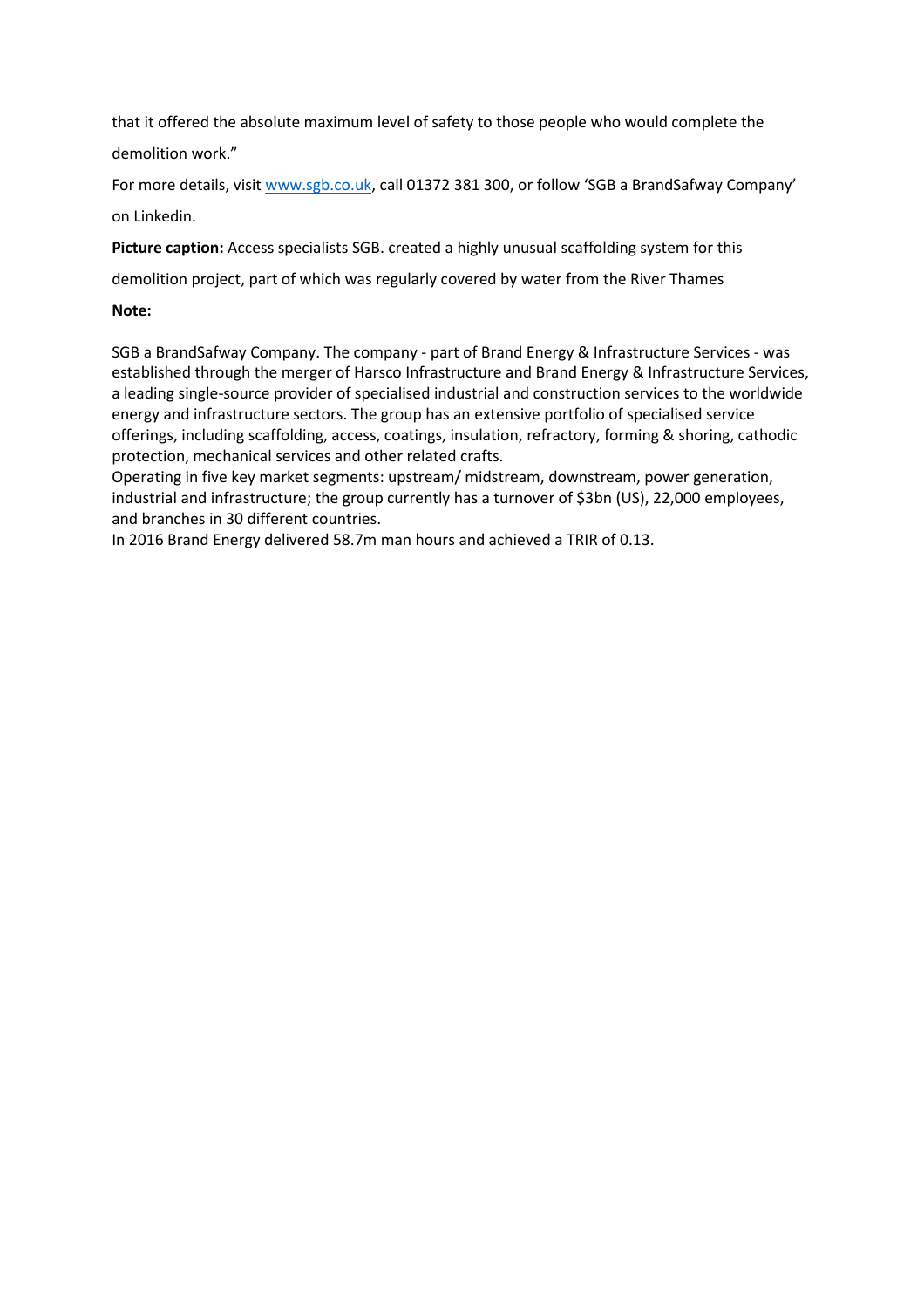that it offered the absolute maximum level of safety to those people who would complete the demolition work."

For more details, visit www.sgb.co.uk, call 01372 381 300, or follow 'SGB a BrandSafway Company' on Linkedin.

**Picture caption:** Access specialists SGB. created a highly unusual scaffolding system for this demolition project, part of which was regularly covered by water from the River Thames

**Note:**

SGB a BrandSafway Company. The company - part of Brand Energy & Infrastructure Services - was established through the merger of Harsco Infrastructure and Brand Energy & Infrastructure Services, a leading single-source provider of specialised industrial and construction services to the worldwide energy and infrastructure sectors. The group has an extensive portfolio of specialised service offerings, including scaffolding, access, coatings, insulation, refractory, forming & shoring, cathodic protection, mechanical services and other related crafts.
Operating in five key market segments: upstream/ midstream, downstream, power generation, industrial and infrastructure; the group currently has a turnover of $3bn (US), 22,000 employees, and branches in 30 different countries.
In 2016 Brand Energy delivered 58.7m man hours and achieved a TRIR of 0.13.